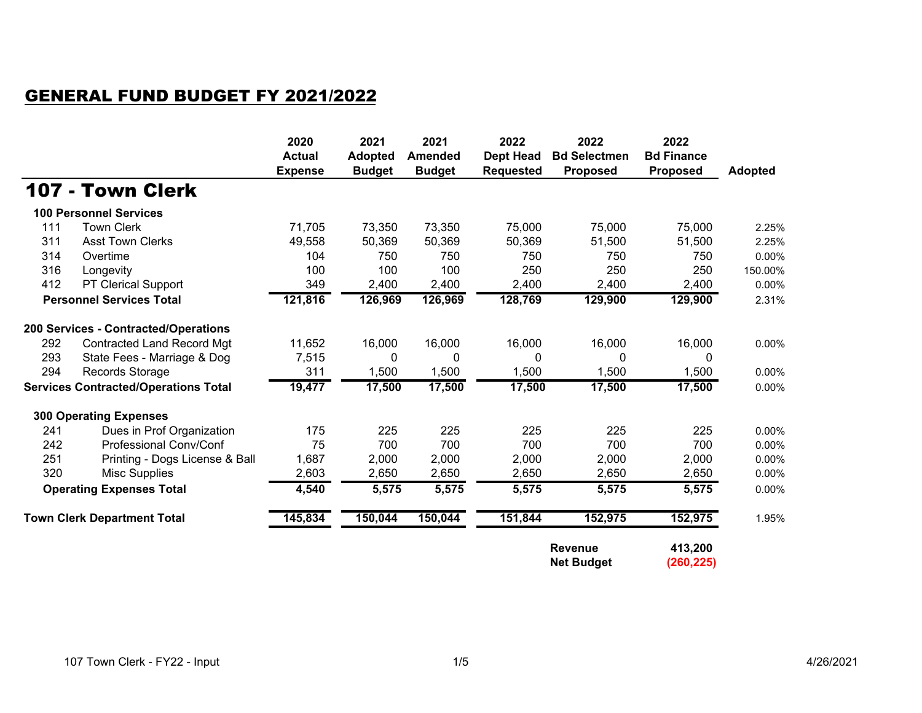# GENERAL FUND BUDGET FY 2021/2022

| | | 2020 Actual Expense | 2021 Adopted Budget | 2021 Amended Budget | 2022 Dept Head Requested | 2022 Bd Selectmen Proposed | 2022 Bd Finance Proposed | Adopted |
|---|---|---|---|---|---|---|---|---|
| **107 - Town Clerk** | | | | | | | | |
| **100 Personnel Services** | | | | | | | | |
| 111 | Town Clerk | 71,705 | 73,350 | 73,350 | 75,000 | 75,000 | 75,000 | 2.25% |
| 311 | Asst Town Clerks | 49,558 | 50,369 | 50,369 | 50,369 | 51,500 | 51,500 | 2.25% |
| 314 | Overtime | 104 | 750 | 750 | 750 | 750 | 750 | 0.00% |
| 316 | Longevity | 100 | 100 | 100 | 250 | 250 | 250 | 150.00% |
| 412 | PT Clerical Support | 349 | 2,400 | 2,400 | 2,400 | 2,400 | 2,400 | 0.00% |
| **Personnel Services Total** | | **121,816** | **126,969** | **126,969** | **128,769** | **129,900** | **129,900** | 2.31% |
| **200 Services - Contracted/Operations** | | | | | | | | |
| 292 | Contracted Land Record Mgt | 11,652 | 16,000 | 16,000 | 16,000 | 16,000 | 16,000 | 0.00% |
| 293 | State Fees - Marriage & Dog | 7,515 | 0 | 0 | 0 | 0 | 0 | |
| 294 | Records Storage | 311 | 1,500 | 1,500 | 1,500 | 1,500 | 1,500 | 0.00% |
| **Services Contracted/Operations Total** | | **19,477** | **17,500** | **17,500** | **17,500** | **17,500** | **17,500** | 0.00% |
| **300 Operating Expenses** | | | | | | | | |
| 241 | Dues in Prof Organization | 175 | 225 | 225 | 225 | 225 | 225 | 0.00% |
| 242 | Professional Conv/Conf | 75 | 700 | 700 | 700 | 700 | 700 | 0.00% |
| 251 | Printing - Dogs License & Ball | 1,687 | 2,000 | 2,000 | 2,000 | 2,000 | 2,000 | 0.00% |
| 320 | Misc Supplies | 2,603 | 2,650 | 2,650 | 2,650 | 2,650 | 2,650 | 0.00% |
| **Operating Expenses Total** | | **4,540** | **5,575** | **5,575** | **5,575** | **5,575** | **5,575** | 0.00% |
| **Town Clerk Department Total** | | **145,834** | **150,044** | **150,044** | **151,844** | **152,975** | **152,975** | 1.95% |
| | | | | | | **Revenue** | **413,200** | |
| | | | | | | **Net Budget** | **(260,225)** | |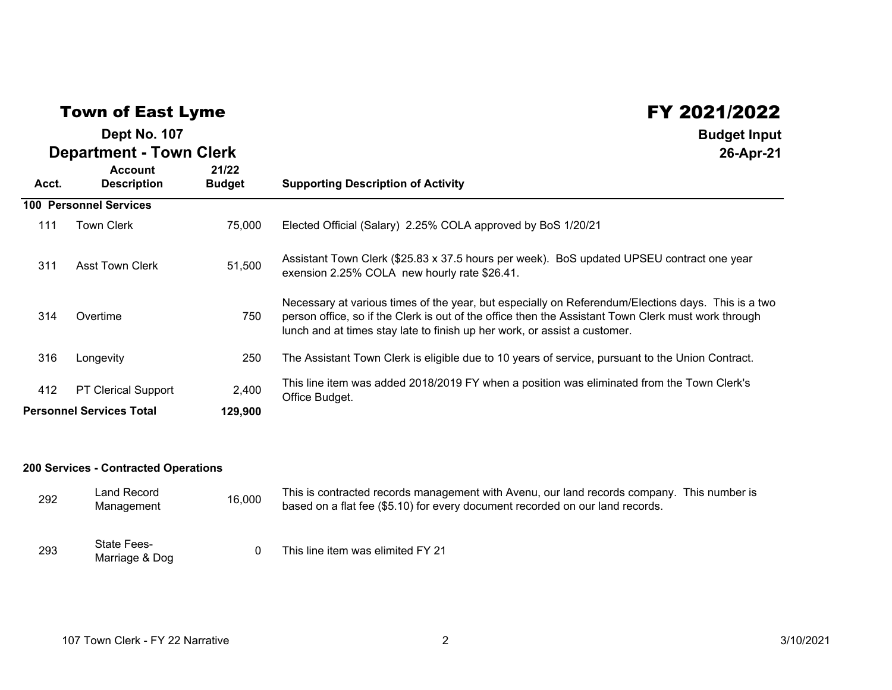# Town of East Lyme

**Dept No. 107**

## Department - Town Clerk

# FY 2021/2022

**Budget Input**
**26-Apr-21**

| Acct. | Account Description | 21/22 Budget | Supporting Description of Activity |
|---|---|---|---|
| **100 Personnel Services** | | | |
| 111 | Town Clerk | 75,000 | Elected Official (Salary) 2.25% COLA approved by BoS 1/20/21 |
| 311 | Asst Town Clerk | 51,500 | Assistant Town Clerk ($25.83 x 37.5 hours per week). BoS updated UPSEU contract one year exension 2.25% COLA new hourly rate $26.41. |
| 314 | Overtime | 750 | Necessary at various times of the year, but especially on Referendum/Elections days. This is a two person office, so if the Clerk is out of the office then the Assistant Town Clerk must work through lunch and at times stay late to finish up her work, or assist a customer. |
| 316 | Longevity | 250 | The Assistant Town Clerk is eligible due to 10 years of service, pursuant to the Union Contract. |
| 412 | PT Clerical Support | 2,400 | This line item was added 2018/2019 FY when a position was eliminated from the Town Clerk's Office Budget. |
| **Personnel Services Total** | | **129,900** | |
| **200 Services - Contracted Operations** | | | |
| 292 | Land Record Management | 16,000 | This is contracted records management with Avenu, our land records company. This number is based on a flat fee ($5.10) for every document recorded on our land records. |
| 293 | State Fees-Marriage & Dog | 0 | This line item was elimited FY 21 |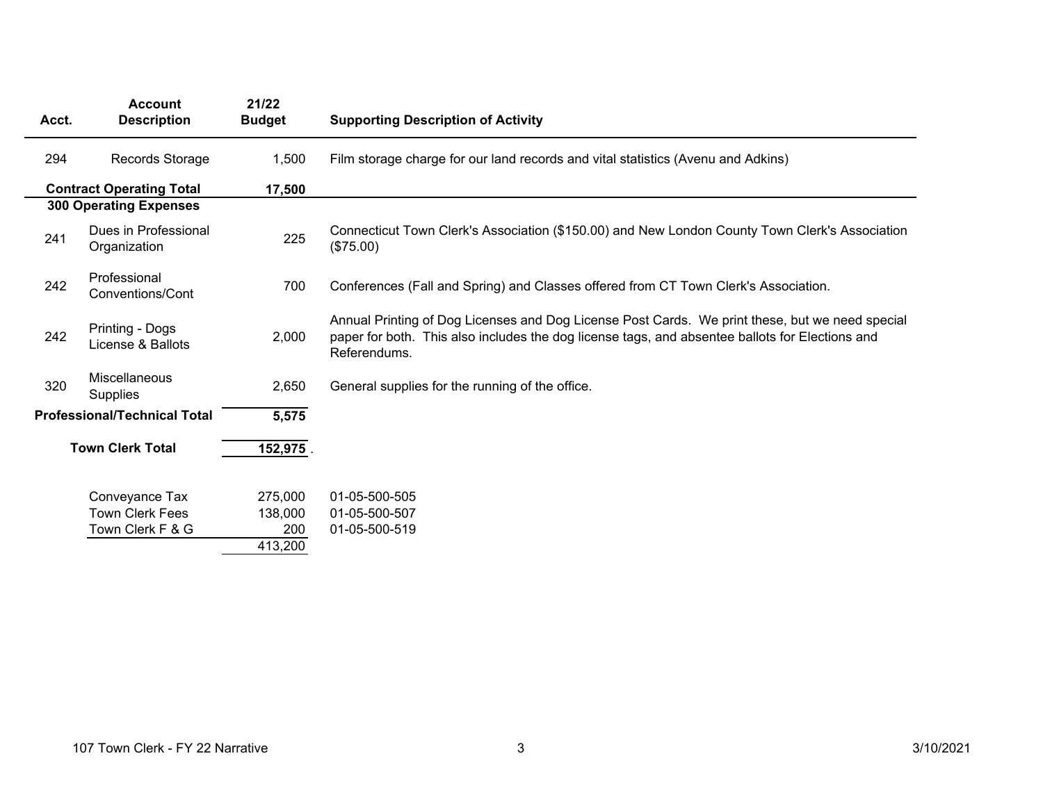| Acct. | Account Description | 21/22 Budget | Supporting Description of Activity |
|---|---|---|---|
| 294 | Records Storage | 1,500 | Film storage charge for our land records and vital statistics (Avenu and Adkins) |
| | **Contract Operating Total** | **17,500** | |
| | **300 Operating Expenses** | | |
| 241 | Dues in Professional Organization | 225 | Connecticut Town Clerk's Association ($150.00) and New London County Town Clerk's Association ($75.00) |
| 242 | Professional Conventions/Cont | 700 | Conferences (Fall and Spring) and Classes offered from CT Town Clerk's Association. |
| 242 | Printing - Dogs License & Ballots | 2,000 | Annual Printing of Dog Licenses and Dog License Post Cards. We print these, but we need special paper for both. This also includes the dog license tags, and absentee ballots for Elections and Referendums. |
| 320 | Miscellaneous Supplies | 2,650 | General supplies for the running of the office. |
| | **Professional/Technical Total** | **5,575** | |
| | **Town Clerk Total** | **152,975** . | |

| | Amount | Account |
|---|---|---|
| Conveyance Tax | 275,000 | 01-05-500-505 |
| Town Clerk Fees | 138,000 | 01-05-500-507 |
| Town Clerk F & G | 200 | 01-05-500-519 |
| | 413,200 | |